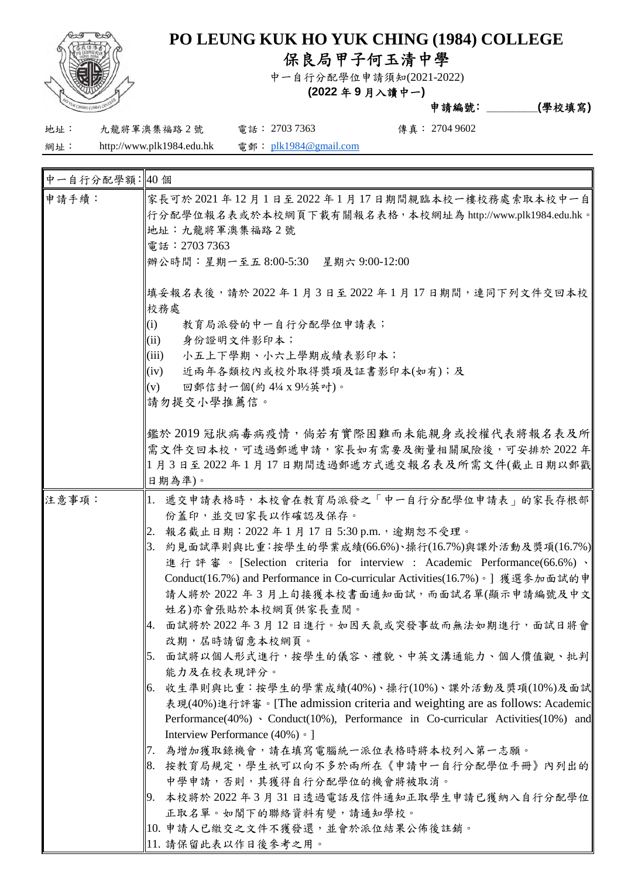# PO LEUNG KUK HO YUK CHING (1984) COLLEGE

# 保良局甲子何玉清中學

中一自行分配學位申請須知(2021-2022)

**(2022 年 9 月入讀中一)**

**申請編號：________(學校填寫)**

地址： 九龍將軍澳集福路 2 號　　電話： 2703 7363　　傳真： 2704 9602

網址： http://www.plk1984.edu.hk　　電郵： plk1984@gmail.com

| 中一自行分配學額: | 40 個 |
|---|---|
| 申請手續： | 家長可於 2021 年 12 月 1 日至 2022 年 1 月 17 日期間親臨本校一樓校務處索取本校中一自行分配學位報名表或於本校網頁下載有關報名表格，本校網址為 http://www.plk1984.edu.hk。<br>地址：九龍將軍澳集福路 2 號<br>電話：2703 7363<br>辦公時間：星期一至五 8:00-5:30　星期六 9:00-12:00<br><br>填妥報名表後，請於 2022 年 1 月 3 日至 2022 年 1 月 17 日期間，連同下列文件交回本校校務處<br>(i) 教育局派發的中一自行分配學位申請表；<br>(ii) 身份證明文件影印本；<br>(iii) 小五上下學期、小六上學期成績表影印本；<br>(iv) 近兩年各類校內或校外取得獎項及証書影印本(如有)；及<br>(v) 回郵信封一個(約 4¼ x 9½英吋)。<br>請勿提交小學推薦信。<br><br>鑑於 2019 冠狀病毒病疫情，倘若有實際困難而未能親身或授權代表將報名表及所需文件交回本校，可透過郵遞申請，家長如有需要及衡量相關風險後，可安排於 2022 年 1 月 3 日至 2022 年 1 月 17 日期間透過郵遞方式遞交報名表及所需文件(截止日期以郵戳日期為準)。 |
| 注意事項： | 1. 遞交申請表格時，本校會在教育局派發之「中一自行分配學位申請表」的家長存根部份蓋印，並交回家長以作確認及保存。<br>2. 報名截止日期：2022 年 1 月 17 日 5:30 p.m.，逾期恕不受理。<br>3. 約見面試準則與比重:按學生的學業成績(66.6%)、操行(16.7%)與課外活動及獎項(16.7%)進行評審。[Selection criteria for interview : Academic Performance(66.6%)、Conduct(16.7%) and Performance in Co-curricular Activities(16.7%)。] 獲選參加面試的申請人將於 2022 年 3 月上旬接獲本校書面通知面試，而面試名單(顯示申請編號及中文姓名)亦會張貼於本校網頁供家長查閱。<br>4. 面試將於 2022 年 3 月 12 日進行。如因天氣或突發事故而無法如期進行，面試日將會改期，屆時請留意本校網頁。<br>5. 面試將以個人形式進行，按學生的儀容、禮貌、中英文溝通能力、個人價值觀、批判能力及在校表現評分。<br>6. 收生準則與比重：按學生的學業成績(40%)、操行(10%)、課外活動及獎項(10%)及面試表現(40%)進行評審。[The admission criteria and weighting are as follows: Academic Performance(40%)、Conduct(10%), Performance in Co-curricular Activities(10%) and Interview Performance (40%)。]<br>7. 為增加獲取錄機會，請在填寫電腦統一派位表格時將本校列入第一志願。<br>8. 按教育局規定，學生祇可以向不多於兩所在《申請中一自行分配學位手冊》內列出的中學申請，否則，其獲得自行分配學位的機會將被取消。<br>9. 本校將於 2022 年 3 月 31 日透過電話及信件通知正取學生申請已獲納入自行分配學位正取名單。如閣下的聯絡資料有變，請通知學校。<br>10. 申請人已繳交之文件不獲發還，並會於派位結果公佈後註銷。<br>11. 請保留此表以作日後參考之用。 |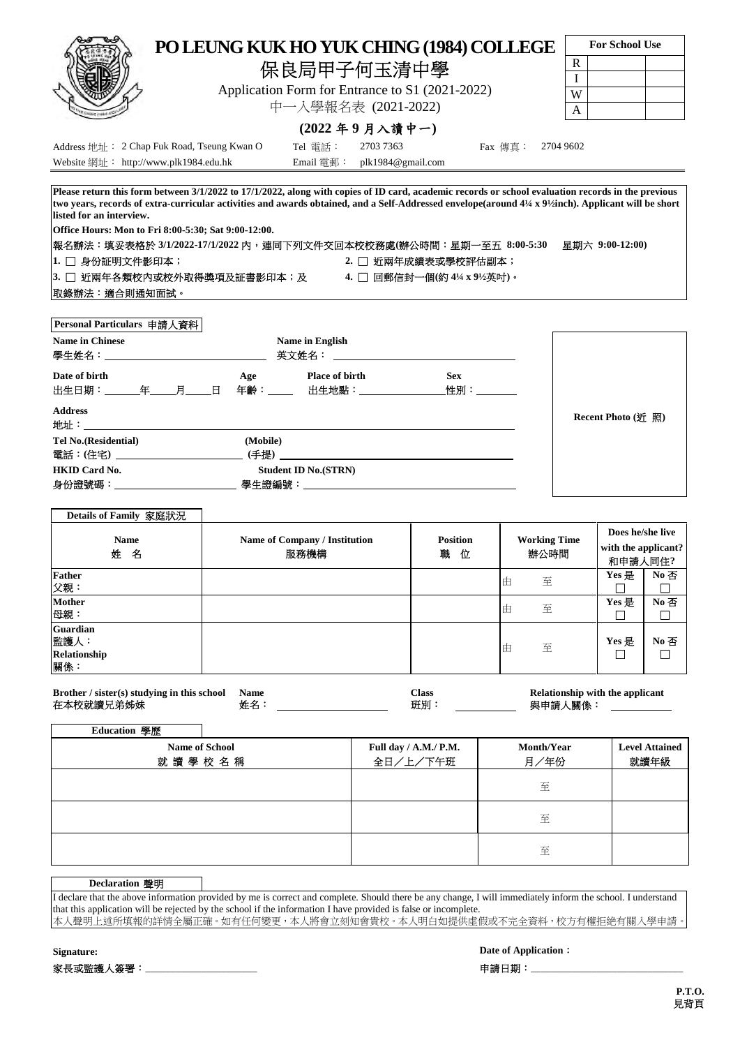# PO LEUNG KUK HO YUK CHING (1984) COLLEGE

## 保良局甲子何玉清中學

Application Form for Entrance to S1 (2021-2022)

中一入學報名表 (2021-2022)

**(2022 年 9 月入讀中一)**

| For School Use | | |
|---|---|---|
| R | | |
| I | | |
| W | | |
| A | | |

Address 地址： 2 Chap Fuk Road, Tseung Kwan O　Tel 電話： 2703 7363　Fax 傳真： 2704 9602

Website 網址： http://www.plk1984.edu.hk　Email 電郵： plk1984@gmail.com

**Please return this form between 3/1/2022 to 17/1/2022, along with copies of ID card, academic records or school evaluation records in the previous two years, records of extra-curricular activities and awards obtained, and a Self-Addressed envelope(around 4¼ x 9½inch). Applicant will be short listed for an interview.**

**Office Hours: Mon to Fri 8:00-5:30; Sat 9:00-12:00.**

報名辦法：填妥表格於 **3/1/2022-17/1/2022** 內，連同下列文件交回本校校務處(辦公時間：星期一至五 **8:00-5:30**　星期六 **9:00-12:00)**

1. ☐ 身份証明文件影印本；
2. ☐ 近兩年成績表或學校評估副本；
3. ☐ 近兩年各類校內或校外取得獎項及証書影印本；及
4. ☐ 回郵信封一個(約 4¼ x 9½英吋)。

取錄辦法：適合則通知面試。

### Personal Particulars 申請人資料

**Name in Chinese** 學生姓名：＿＿＿＿＿＿＿＿　**Name in English** 英文姓名：＿＿＿＿＿＿＿＿

**Date of birth** 出生日期：＿＿年＿＿月＿＿日　**Age** 年齡：＿＿　**Place of birth** 出生地點：＿＿＿＿　**Sex** 性別：＿＿＿

**Address** 地址：＿＿＿＿＿＿＿＿＿＿＿＿＿＿＿＿

**Tel No.(Residential)** 電話：(住宅) ＿＿＿＿＿＿　**(Mobile)** (手提) ＿＿＿＿＿＿

**HKID Card No.** 身份證號碼：＿＿＿＿＿＿　**Student ID No.(STRN)** 學生證編號：＿＿＿＿＿＿

**Recent Photo (近 照)**

### Details of Family 家庭狀況

| | Name 姓 名 | Name of Company / Institution 服務機構 | Position 職 位 | Working Time 辦公時間 | Does he/she live with the applicant? 和申請人同住? | |
|---|---|---|---|---|---|---|
| **Father** 父親： | | | | 由　至 | Yes 是 ☐ | No 否 ☐ |
| **Mother** 母親： | | | | 由　至 | Yes 是 ☐ | No 否 ☐ |
| **Guardian** 監護人： **Relationship** 關係： | | | | 由　至 | Yes 是 ☐ | No 否 ☐ |

**Brother / sister(s) studying in this school** 在本校就讀兄弟姊妹　**Name** 姓名：＿＿＿＿＿＿　**Class** 班別：＿＿＿＿　**Relationship with the applicant** 與申請人關係：＿＿＿＿

### Education 學歷

| Name of School 就 讀 學 校 名 稱 | Full day / A.M./ P.M. 全日／上／下午班 | Month/Year 月／年份 | Level Attained 就讀年級 |
|---|---|---|---|
| | | 至 | |
| | | 至 | |
| | | 至 | |

### Declaration 聲明

I declare that the above information provided by me is correct and complete. Should there be any change, I will immediately inform the school. I understand that this application will be rejected by the school if the information I have provided is false or incomplete.

本人聲明上述所填報的詳情全屬正確。如有任何變更，本人將會立刻知會貴校。本人明白如提供虛假或不完全資料，校方有權拒絕有關入學申請。

**Signature:** 家長或監護人簽署：＿＿＿＿＿＿＿＿　**Date of Application：** 申請日期：＿＿＿＿＿＿＿＿

**P.T.O.** 見背頁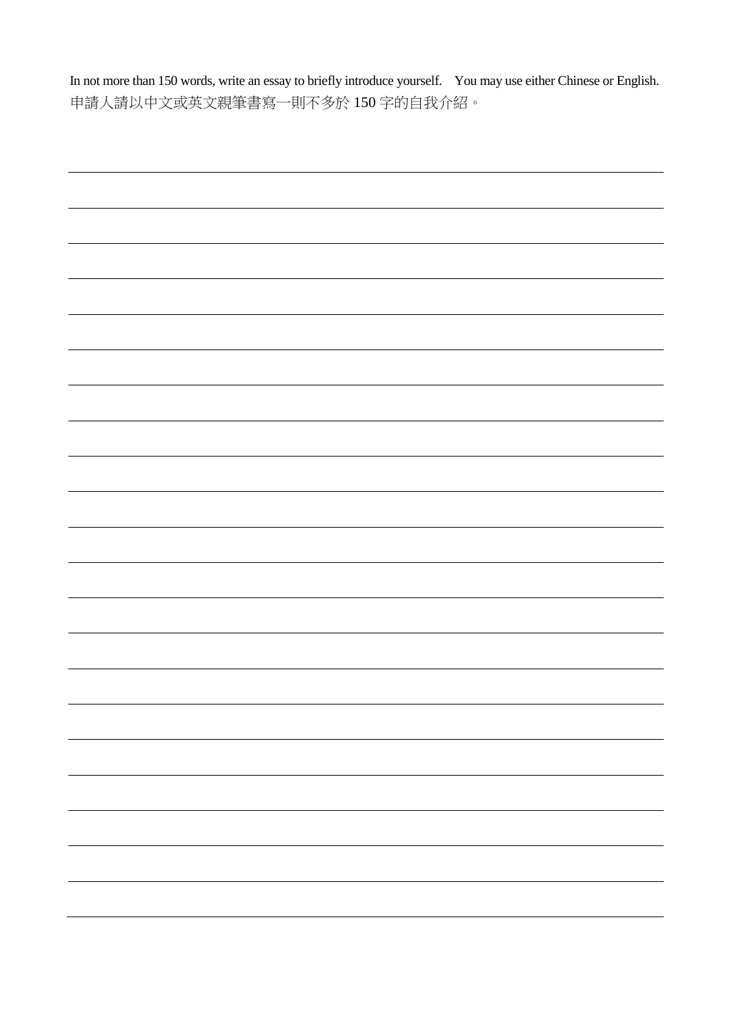In not more than 150 words, write an essay to briefly introduce yourself. You may use either Chinese or English.
申請人請以中文或英文親筆書寫一則不多於 150 字的自我介紹。